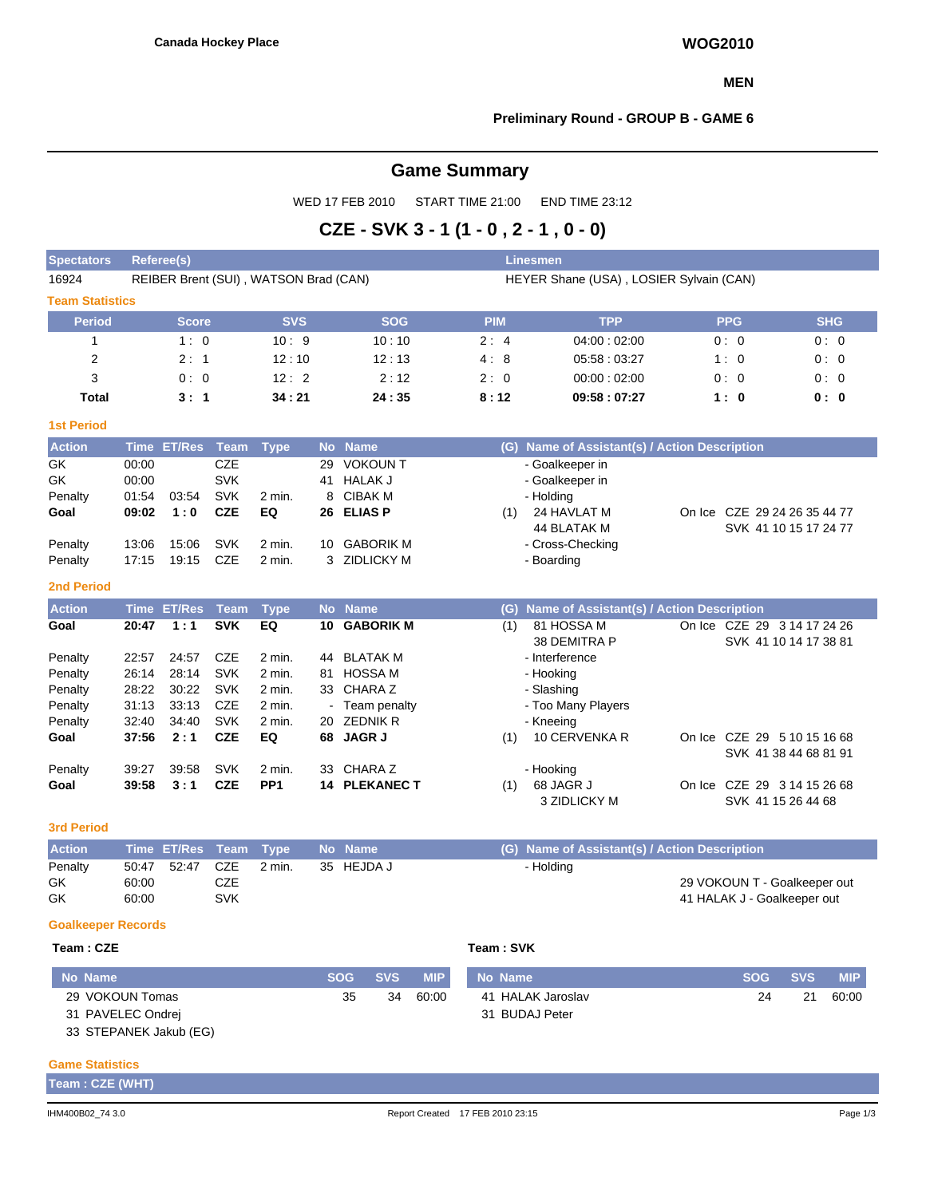Canada Hockey Place

**WOG2010**

**MEN**

**Preliminary Round - GROUP B - GAME 6**

# Game Summary

WED 17 FEB 2010 START TIME 21:00 END TIME 23:12

## CZE - SVK 3 - 1 (1 - 0 , 2 - 1 , 0 - 0)

| Spectators | Referee(s) | Linesmen |
|---|---|---|
| 16924 | REIBER Brent (SUI) , WATSON Brad (CAN) | HEYER Shane (USA) , LOSIER Sylvain (CAN) |

### Team Statistics

| Period | Score | SVS | SOG | PIM | TPP | PPG | SHG |
|---|---|---|---|---|---|---|---|
| 1 | 1 : 0 | 10 : 9 | 10 : 10 | 2 : 4 | 04:00 : 02:00 | 0 : 0 | 0 : 0 |
| 2 | 2 : 1 | 12 : 10 | 12 : 13 | 4 : 8 | 05:58 : 03:27 | 1 : 0 | 0 : 0 |
| 3 | 0 : 0 | 12 : 2 | 2 : 12 | 2 : 0 | 00:00 : 02:00 | 0 : 0 | 0 : 0 |
| **Total** | **3 : 1** | **34 : 21** | **24 : 35** | **8 : 12** | **09:58 : 07:27** | **1 : 0** | **0 : 0** |

### 1st Period

| Action | Time | ET/Res | Team | Type | No | Name | (G) | Name of Assistant(s) / Action Description | |
|---|---|---|---|---|---|---|---|---|---|
| GK | 00:00 | | CZE | | 29 | VOKOUN T | | - Goalkeeper in | |
| GK | 00:00 | | SVK | | 41 | HALAK J | | - Goalkeeper in | |
| Penalty | 01:54 | 03:54 | SVK | 2 min. | 8 | CIBAK M | | - Holding | |
| **Goal** | **09:02** | **1 : 0** | **CZE** | **EQ** | **26** | **ELIAS P** | (1) | 24 HAVLAT M<br>44 BLATAK M | On Ice CZE 29 24 26 35 44 77<br>SVK 41 10 15 17 24 77 |
| Penalty | 13:06 | 15:06 | SVK | 2 min. | 10 | GABORIK M | | - Cross-Checking | |
| Penalty | 17:15 | 19:15 | CZE | 2 min. | 3 | ZIDLICKY M | | - Boarding | |

### 2nd Period

| Action | Time | ET/Res | Team | Type | No | Name | (G) | Name of Assistant(s) / Action Description | |
|---|---|---|---|---|---|---|---|---|---|
| **Goal** | **20:47** | **1 : 1** | **SVK** | **EQ** | **10** | **GABORIK M** | (1) | 81 HOSSA M<br>38 DEMITRA P | On Ice CZE 29 3 14 17 24 26<br>SVK 41 10 14 17 38 81 |
| Penalty | 22:57 | 24:57 | CZE | 2 min. | 44 | BLATAK M | | - Interference | |
| Penalty | 26:14 | 28:14 | SVK | 2 min. | 81 | HOSSA M | | - Hooking | |
| Penalty | 28:22 | 30:22 | SVK | 2 min. | 33 | CHARA Z | | - Slashing | |
| Penalty | 31:13 | 33:13 | CZE | 2 min. | - | Team penalty | | - Too Many Players | |
| Penalty | 32:40 | 34:40 | SVK | 2 min. | 20 | ZEDNIK R | | - Kneeing | |
| **Goal** | **37:56** | **2 : 1** | **CZE** | **EQ** | **68** | **JAGR J** | (1) | 10 CERVENKA R | On Ice CZE 29 5 10 15 16 68<br>SVK 41 38 44 68 81 91 |
| Penalty | 39:27 | 39:58 | SVK | 2 min. | 33 | CHARA Z | | - Hooking | |
| **Goal** | **39:58** | **3 : 1** | **CZE** | **PP1** | **14** | **PLEKANEC T** | (1) | 68 JAGR J<br>3 ZIDLICKY M | On Ice CZE 29 3 14 15 26 68<br>SVK 41 15 26 44 68 |

### 3rd Period

| Action | Time | ET/Res | Team | Type | No | Name | (G) | Name of Assistant(s) / Action Description | |
|---|---|---|---|---|---|---|---|---|---|
| Penalty | 50:47 | 52:47 | CZE | 2 min. | 35 | HEJDA J | | - Holding | |
| GK | 60:00 | | CZE | | | | | | 29 VOKOUN T - Goalkeeper out |
| GK | 60:00 | | SVK | | | | | | 41 HALAK J - Goalkeeper out |

### Goalkeeper Records

**Team : CZE**

| No | Name | SOG | SVS | MIP |
|---|---|---|---|---|
| 29 | VOKOUN Tomas | 35 | 34 | 60:00 |
| 31 | PAVELEC Ondrej | | | |
| 33 | STEPANEK Jakub (EG) | | | |

**Team : SVK**

| No | Name | SOG | SVS | MIP |
|---|---|---|---|---|
| 41 | HALAK Jaroslav | 24 | 21 | 60:00 |
| 31 | BUDAJ Peter | | | |

### Game Statistics

**Team : CZE (WHT)**

IHM400B02_74 3.0 Report Created 17 FEB 2010 23:15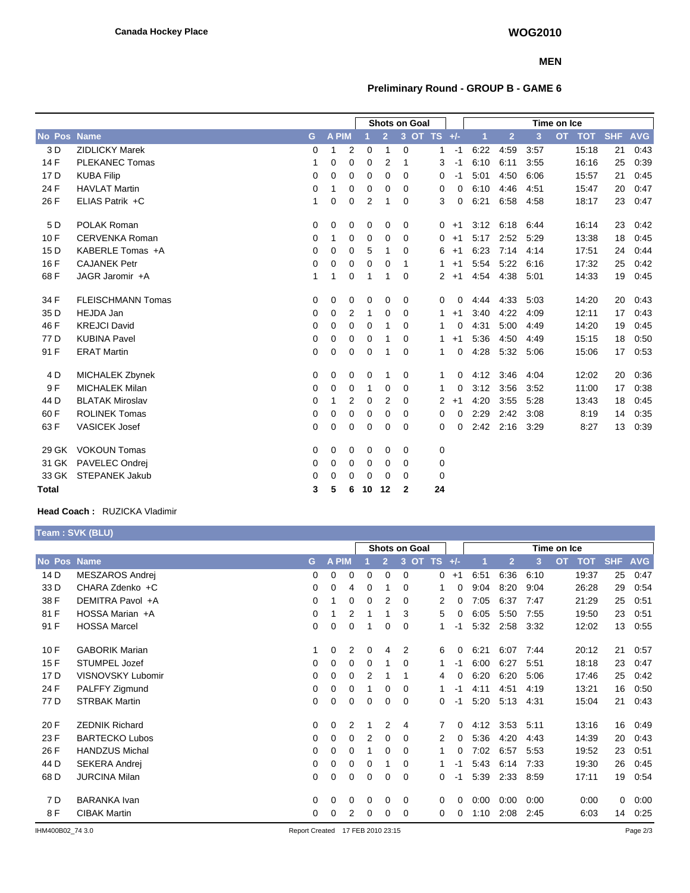Canada Hockey Place

WOG2010

MEN

## Preliminary Round - GROUP B - GAME 6

| No | Pos | Name | G | A | PIM | SOG 1 | SOG 2 | SOG 3 | SOG OT | SOG TS | +/- | TOI 1 | TOI 2 | TOI 3 | TOI OT | TOI TOT | SHF | AVG |
|---|---|---|---|---|---|---|---|---|---|---|---|---|---|---|---|---|---|---|
| 3 | D | ZIDLICKY Marek | 0 | 1 | 2 | 0 | 1 | 0 | | 1 | -1 | 6:22 | 4:59 | 3:57 | | 15:18 | 21 | 0:43 |
| 14 | F | PLEKANEC Tomas | 1 | 0 | 0 | 0 | 2 | 1 | | 3 | -1 | 6:10 | 6:11 | 3:55 | | 16:16 | 25 | 0:39 |
| 17 | D | KUBA Filip | 0 | 0 | 0 | 0 | 0 | 0 | | 0 | -1 | 5:01 | 4:50 | 6:06 | | 15:57 | 21 | 0:45 |
| 24 | F | HAVLAT Martin | 0 | 1 | 0 | 0 | 0 | 0 | | 0 | 0 | 6:10 | 4:46 | 4:51 | | 15:47 | 20 | 0:47 |
| 26 | F | ELIAS Patrik +C | 1 | 0 | 0 | 2 | 1 | 0 | | 3 | 0 | 6:21 | 6:58 | 4:58 | | 18:17 | 23 | 0:47 |
| 5 | D | POLAK Roman | 0 | 0 | 0 | 0 | 0 | 0 | | 0 | +1 | 3:12 | 6:18 | 6:44 | | 16:14 | 23 | 0:42 |
| 10 | F | CERVENKA Roman | 0 | 1 | 0 | 0 | 0 | 0 | | 0 | +1 | 5:17 | 2:52 | 5:29 | | 13:38 | 18 | 0:45 |
| 15 | D | KABERLE Tomas +A | 0 | 0 | 0 | 5 | 1 | 0 | | 6 | +1 | 6:23 | 7:14 | 4:14 | | 17:51 | 24 | 0:44 |
| 16 | F | CAJANEK Petr | 0 | 0 | 0 | 0 | 0 | 1 | | 1 | +1 | 5:54 | 5:22 | 6:16 | | 17:32 | 25 | 0:42 |
| 68 | F | JAGR Jaromir +A | 1 | 1 | 0 | 1 | 1 | 0 | | 2 | +1 | 4:54 | 4:38 | 5:01 | | 14:33 | 19 | 0:45 |
| 34 | F | FLEISCHMANN Tomas | 0 | 0 | 0 | 0 | 0 | 0 | | 0 | 0 | 4:44 | 4:33 | 5:03 | | 14:20 | 20 | 0:43 |
| 35 | D | HEJDA Jan | 0 | 0 | 2 | 1 | 0 | 0 | | 1 | +1 | 3:40 | 4:22 | 4:09 | | 12:11 | 17 | 0:43 |
| 46 | F | KREJCI David | 0 | 0 | 0 | 0 | 1 | 0 | | 1 | 0 | 4:31 | 5:00 | 4:49 | | 14:20 | 19 | 0:45 |
| 77 | D | KUBINA Pavel | 0 | 0 | 0 | 0 | 1 | 0 | | 1 | +1 | 5:36 | 4:50 | 4:49 | | 15:15 | 18 | 0:50 |
| 91 | F | ERAT Martin | 0 | 0 | 0 | 0 | 1 | 0 | | 1 | 0 | 4:28 | 5:32 | 5:06 | | 15:06 | 17 | 0:53 |
| 4 | D | MICHALEK Zbynek | 0 | 0 | 0 | 0 | 1 | 0 | | 1 | 0 | 4:12 | 3:46 | 4:04 | | 12:02 | 20 | 0:36 |
| 9 | F | MICHALEK Milan | 0 | 0 | 0 | 1 | 0 | 0 | | 1 | 0 | 3:12 | 3:56 | 3:52 | | 11:00 | 17 | 0:38 |
| 44 | D | BLATAK Miroslav | 0 | 1 | 2 | 0 | 2 | 0 | | 2 | +1 | 4:20 | 3:55 | 5:28 | | 13:43 | 18 | 0:45 |
| 60 | F | ROLINEK Tomas | 0 | 0 | 0 | 0 | 0 | 0 | | 0 | 0 | 2:29 | 2:42 | 3:08 | | 8:19 | 14 | 0:35 |
| 63 | F | VASICEK Josef | 0 | 0 | 0 | 0 | 0 | 0 | | 0 | 0 | 2:42 | 2:16 | 3:29 | | 8:27 | 13 | 0:39 |
| 29 | GK | VOKOUN Tomas | 0 | 0 | 0 | 0 | 0 | 0 | | 0 | | | | | | | | |
| 31 | GK | PAVELEC Ondrej | 0 | 0 | 0 | 0 | 0 | 0 | | 0 | | | | | | | | |
| 33 | GK | STEPANEK Jakub | 0 | 0 | 0 | 0 | 0 | 0 | | 0 | | | | | | | | |
| **Total** | | | **3** | **5** | **6** | **10** | **12** | **2** | | **24** | | | | | | | | |

**Head Coach :** RUZICKA Vladimir

### Team : SVK (BLU)

| No | Pos | Name | G | A | PIM | SOG 1 | SOG 2 | SOG 3 | SOG OT | SOG TS | +/- | TOI 1 | TOI 2 | TOI 3 | TOI OT | TOI TOT | SHF | AVG |
|---|---|---|---|---|---|---|---|---|---|---|---|---|---|---|---|---|---|---|
| 14 | D | MESZAROS Andrej | 0 | 0 | 0 | 0 | 0 | 0 | | 0 | +1 | 6:51 | 6:36 | 6:10 | | 19:37 | 25 | 0:47 |
| 33 | D | CHARA Zdenko +C | 0 | 0 | 4 | 0 | 1 | 0 | | 1 | 0 | 9:04 | 8:20 | 9:04 | | 26:28 | 29 | 0:54 |
| 38 | F | DEMITRA Pavol +A | 0 | 1 | 0 | 0 | 2 | 0 | | 2 | 0 | 7:05 | 6:37 | 7:47 | | 21:29 | 25 | 0:51 |
| 81 | F | HOSSA Marian +A | 0 | 1 | 2 | 1 | 1 | 3 | | 5 | 0 | 6:05 | 5:50 | 7:55 | | 19:50 | 23 | 0:51 |
| 91 | F | HOSSA Marcel | 0 | 0 | 0 | 1 | 0 | 0 | | 1 | -1 | 5:32 | 2:58 | 3:32 | | 12:02 | 13 | 0:55 |
| 10 | F | GABORIK Marian | 1 | 0 | 2 | 0 | 4 | 2 | | 6 | 0 | 6:21 | 6:07 | 7:44 | | 20:12 | 21 | 0:57 |
| 15 | F | STUMPEL Jozef | 0 | 0 | 0 | 0 | 1 | 0 | | 1 | -1 | 6:00 | 6:27 | 5:51 | | 18:18 | 23 | 0:47 |
| 17 | D | VISNOVSKY Lubomir | 0 | 0 | 0 | 2 | 1 | 1 | | 4 | 0 | 6:20 | 6:20 | 5:06 | | 17:46 | 25 | 0:42 |
| 24 | F | PALFFY Zigmund | 0 | 0 | 0 | 1 | 0 | 0 | | 1 | -1 | 4:11 | 4:51 | 4:19 | | 13:21 | 16 | 0:50 |
| 77 | D | STRBAK Martin | 0 | 0 | 0 | 0 | 0 | 0 | | 0 | -1 | 5:20 | 5:13 | 4:31 | | 15:04 | 21 | 0:43 |
| 20 | F | ZEDNIK Richard | 0 | 0 | 2 | 1 | 2 | 4 | | 7 | 0 | 4:12 | 3:53 | 5:11 | | 13:16 | 16 | 0:49 |
| 23 | F | BARTECKO Lubos | 0 | 0 | 0 | 2 | 0 | 0 | | 2 | 0 | 5:36 | 4:20 | 4:43 | | 14:39 | 20 | 0:43 |
| 26 | F | HANDZUS Michal | 0 | 0 | 0 | 1 | 0 | 0 | | 1 | 0 | 7:02 | 6:57 | 5:53 | | 19:52 | 23 | 0:51 |
| 44 | D | SEKERA Andrej | 0 | 0 | 0 | 0 | 1 | 0 | | 1 | -1 | 5:43 | 6:14 | 7:33 | | 19:30 | 26 | 0:45 |
| 68 | D | JURCINA Milan | 0 | 0 | 0 | 0 | 0 | 0 | | 0 | -1 | 5:39 | 2:33 | 8:59 | | 17:11 | 19 | 0:54 |
| 7 | D | BARANKA Ivan | 0 | 0 | 0 | 0 | 0 | 0 | | 0 | 0 | 0:00 | 0:00 | 0:00 | | 0:00 | 0 | 0:00 |
| 8 | F | CIBAK Martin | 0 | 0 | 2 | 0 | 0 | 0 | | 0 | 0 | 1:10 | 2:08 | 2:45 | | 6:03 | 14 | 0:25 |

IHM400B02_74 3.0 Report Created 17 FEB 2010 23:15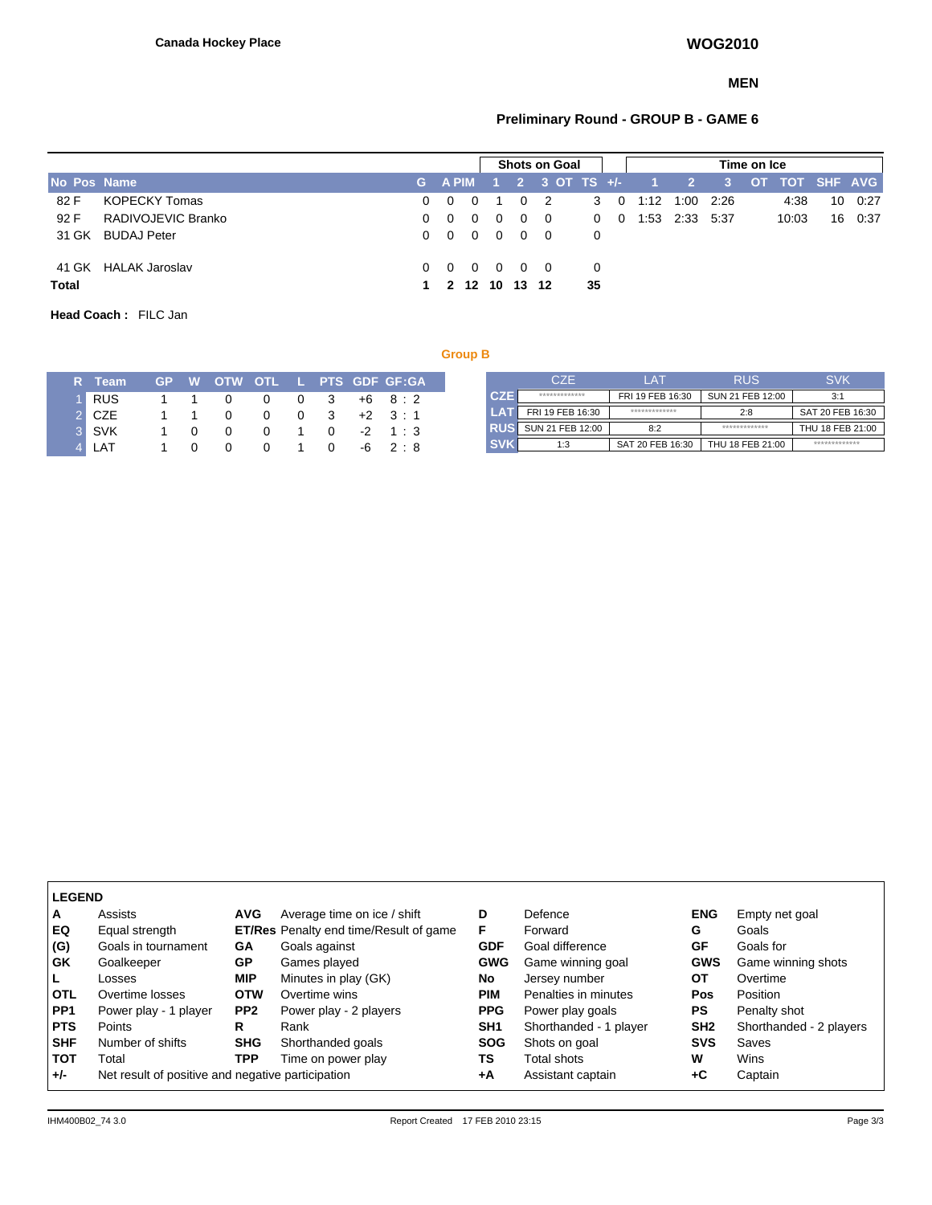**Canada Hockey Place**

**WOG2010**

**MEN**

**Preliminary Round - GROUP B - GAME 6**

| No | Pos | Name | G | A | PIM | Shots on Goal 1 | 2 | 3 | OT | TS | +/- | Time on Ice 1 | 2 | 3 | OT | TOT | SHF | AVG |
|---|---|---|---|---|---|---|---|---|---|---|---|---|---|---|---|---|---|---|
| 82 | F | KOPECKY Tomas | 0 | 0 | 0 | 1 | 0 | 2 | | 3 | 0 | 1:12 | 1:00 | 2:26 | | 4:38 | 10 | 0:27 |
| 92 | F | RADIVOJEVIC Branko | 0 | 0 | 0 | 0 | 0 | 0 | | 0 | 0 | 1:53 | 2:33 | 5:37 | | 10:03 | 16 | 0:37 |
| 31 | GK | BUDAJ Peter | 0 | 0 | 0 | 0 | 0 | 0 | | 0 | | | | | | | | |
| 41 | GK | HALAK Jaroslav | 0 | 0 | 0 | 0 | 0 | 0 | | 0 | | | | | | | | |
| **Total** | | | **1** | **2** | **12** | **10** | **13** | **12** | | **35** | | | | | | | | |

**Head Coach :** FILC Jan

**Group B**

| R | Team | GP | W | OTW | OTL | L | PTS | GDF | GF:GA |
|---|---|---|---|---|---|---|---|---|---|
| 1 | RUS | 1 | 1 | 0 | 0 | 0 | 3 | +6 | 8 : 2 |
| 2 | CZE | 1 | 1 | 0 | 0 | 0 | 3 | +2 | 3 : 1 |
| 3 | SVK | 1 | 0 | 0 | 0 | 1 | 0 | -2 | 1 : 3 |
| 4 | LAT | 1 | 0 | 0 | 0 | 1 | 0 | -6 | 2 : 8 |

| | CZE | LAT | RUS | SVK |
|---|---|---|---|---|
| CZE | ************* | FRI 19 FEB 16:30 | SUN 21 FEB 12:00 | 3:1 |
| LAT | FRI 19 FEB 16:30 | ************* | 2:8 | SAT 20 FEB 16:30 |
| RUS | SUN 21 FEB 12:00 | 8:2 | ************* | THU 18 FEB 21:00 |
| SVK | 1:3 | SAT 20 FEB 16:30 | THU 18 FEB 21:00 | ************* |

**LEGEND**

| | | | | | | | |
|---|---|---|---|---|---|---|---|
| **A** | Assists | **AVG** | Average time on ice / shift | **D** | Defence | **ENG** | Empty net goal |
| **EQ** | Equal strength | **ET/Res** | Penalty end time/Result of game | **F** | Forward | **G** | Goals |
| **(G)** | Goals in tournament | **GA** | Goals against | **GDF** | Goal difference | **GF** | Goals for |
| **GK** | Goalkeeper | **GP** | Games played | **GWG** | Game winning goal | **GWS** | Game winning shots |
| **L** | Losses | **MIP** | Minutes in play (GK) | **No** | Jersey number | **OT** | Overtime |
| **OTL** | Overtime losses | **OTW** | Overtime wins | **PIM** | Penalties in minutes | **Pos** | Position |
| **PP1** | Power play - 1 player | **PP2** | Power play - 2 players | **PPG** | Power play goals | **PS** | Penalty shot |
| **PTS** | Points | **R** | Rank | **SH1** | Shorthanded - 1 player | **SH2** | Shorthanded - 2 players |
| **SHF** | Number of shifts | **SHG** | Shorthanded goals | **SOG** | Shots on goal | **SVS** | Saves |
| **TOT** | Total | **TPP** | Time on power play | **TS** | Total shots | **W** | Wins |
| **+/-** | Net result of positive and negative participation | | | **+A** | Assistant captain | **+C** | Captain |

IHM400B02_74 3.0 Report Created 17 FEB 2010 23:15